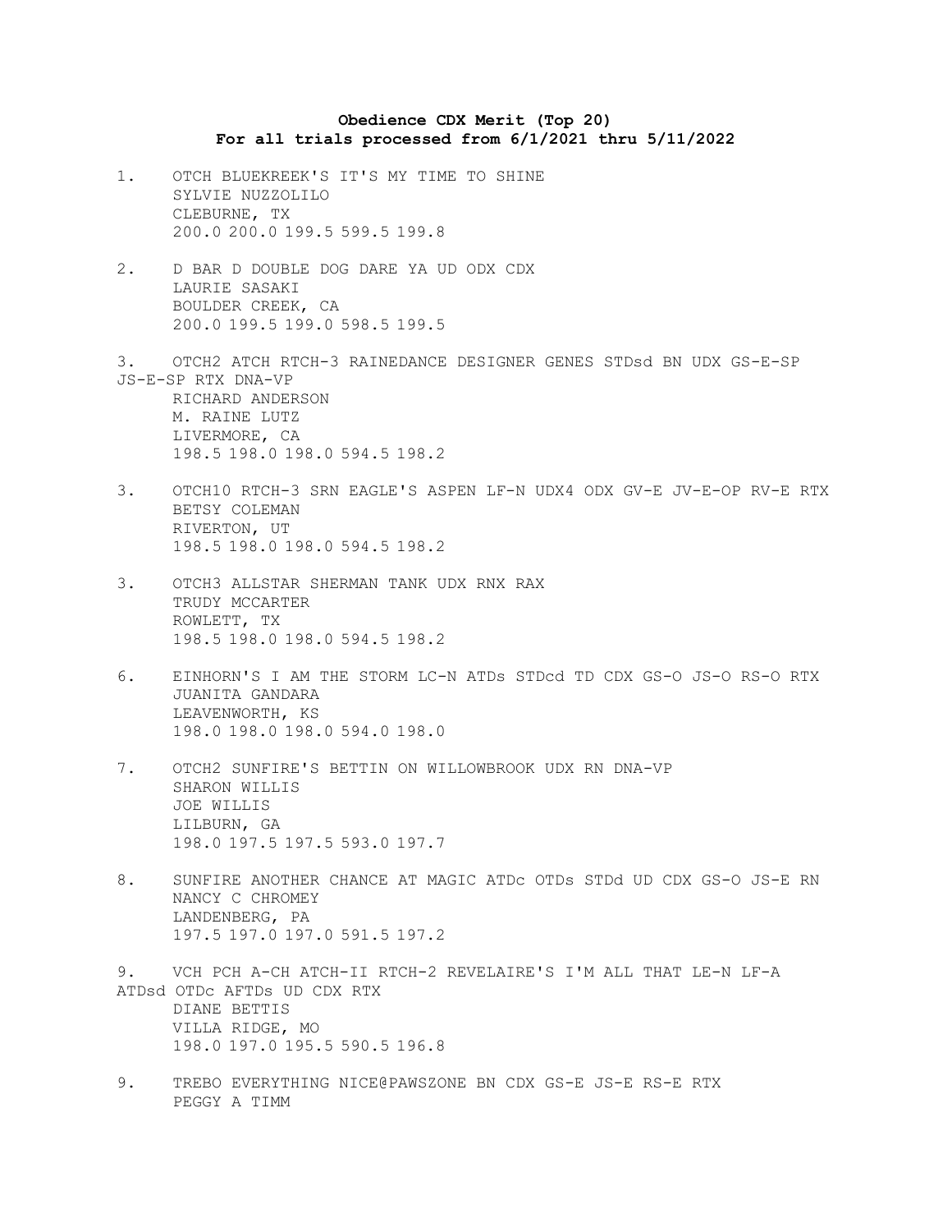**Obedience CDX Merit (Top 20)**
**For all trials processed from 6/1/2021 thru 5/11/2022**

1. OTCH BLUEKREEK'S IT'S MY TIME TO SHINE
   SYLVIE NUZZOLILO
   CLEBURNE, TX
   200.0 200.0 199.5 599.5 199.8

2. D BAR D DOUBLE DOG DARE YA UD ODX CDX
   LAURIE SASAKI
   BOULDER CREEK, CA
   200.0 199.5 199.0 598.5 199.5

3. OTCH2 ATCH RTCH-3 RAINEDANCE DESIGNER GENES STDsd BN UDX GS-E-SP JS-E-SP RTX DNA-VP
   RICHARD ANDERSON
   M. RAINE LUTZ
   LIVERMORE, CA
   198.5 198.0 198.0 594.5 198.2

3. OTCH10 RTCH-3 SRN EAGLE'S ASPEN LF-N UDX4 ODX GV-E JV-E-OP RV-E RTX
   BETSY COLEMAN
   RIVERTON, UT
   198.5 198.0 198.0 594.5 198.2

3. OTCH3 ALLSTAR SHERMAN TANK UDX RNX RAX
   TRUDY MCCARTER
   ROWLETT, TX
   198.5 198.0 198.0 594.5 198.2

6. EINHORN'S I AM THE STORM LC-N ATDs STDcd TD CDX GS-O JS-O RS-O RTX
   JUANITA GANDARA
   LEAVENWORTH, KS
   198.0 198.0 198.0 594.0 198.0

7. OTCH2 SUNFIRE'S BETTIN ON WILLOWBROOK UDX RN DNA-VP
   SHARON WILLIS
   JOE WILLIS
   LILBURN, GA
   198.0 197.5 197.5 593.0 197.7

8. SUNFIRE ANOTHER CHANCE AT MAGIC ATDc OTDs STDd UD CDX GS-O JS-E RN
   NANCY C CHROMEY
   LANDENBERG, PA
   197.5 197.0 197.0 591.5 197.2

9. VCH PCH A-CH ATCH-II RTCH-2 REVELAIRE'S I'M ALL THAT LE-N LF-A ATDsd OTDc AFTDs UD CDX RTX
   DIANE BETTIS
   VILLA RIDGE, MO
   198.0 197.0 195.5 590.5 196.8

9. TREBO EVERYTHING NICE@PAWSZONE BN CDX GS-E JS-E RS-E RTX
   PEGGY A TIMM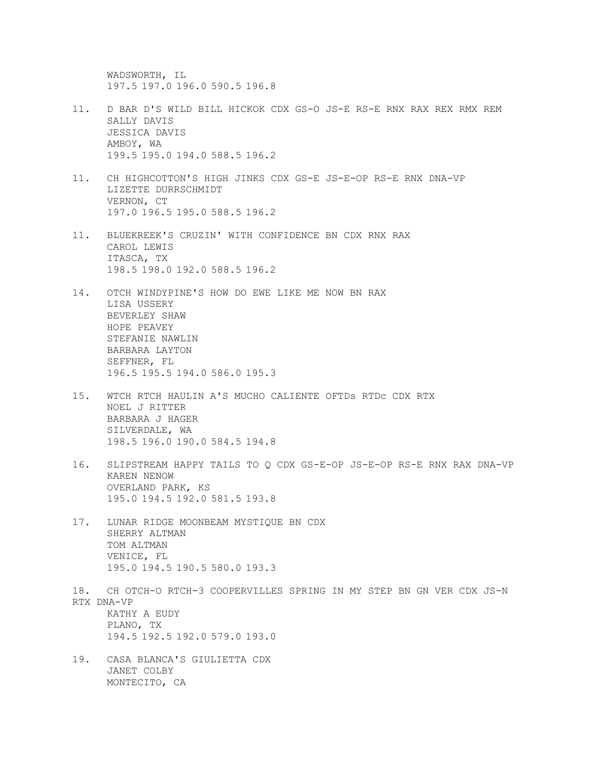WADSWORTH, IL
197.5 197.0 196.0 590.5 196.8

11. D BAR D'S WILD BILL HICKOK CDX GS-O JS-E RS-E RNX RAX REX RMX REM
    SALLY DAVIS
    JESSICA DAVIS
    AMBOY, WA
    199.5 195.0 194.0 588.5 196.2

11. CH HIGHCOTTON'S HIGH JINKS CDX GS-E JS-E-OP RS-E RNX DNA-VP
    LIZETTE DURRSCHMIDT
    VERNON, CT
    197.0 196.5 195.0 588.5 196.2

11. BLUEKREEK'S CRUZIN' WITH CONFIDENCE BN CDX RNX RAX
    CAROL LEWIS
    ITASCA, TX
    198.5 198.0 192.0 588.5 196.2

14. OTCH WINDYPINE'S HOW DO EWE LIKE ME NOW BN RAX
    LISA USSERY
    BEVERLEY SHAW
    HOPE PEAVEY
    STEFANIE NAWLIN
    BARBARA LAYTON
    SEFFNER, FL
    196.5 195.5 194.0 586.0 195.3

15. WTCH RTCH HAULIN A'S MUCHO CALIENTE OFTDs RTDc CDX RTX
    NOEL J RITTER
    BARBARA J HAGER
    SILVERDALE, WA
    198.5 196.0 190.0 584.5 194.8

16. SLIPSTREAM HAPPY TAILS TO Q CDX GS-E-OP JS-E-OP RS-E RNX RAX DNA-VP
    KAREN NENOW
    OVERLAND PARK, KS
    195.0 194.5 192.0 581.5 193.8

17. LUNAR RIDGE MOONBEAM MYSTIQUE BN CDX
    SHERRY ALTMAN
    TOM ALTMAN
    VENICE, FL
    195.0 194.5 190.5 580.0 193.3

18. CH OTCH-O RTCH-3 COOPERVILLES SPRING IN MY STEP BN GN VER CDX JS-N RTX DNA-VP
    KATHY A EUDY
    PLANO, TX
    194.5 192.5 192.0 579.0 193.0

19. CASA BLANCA'S GIULIETTA CDX
    JANET COLBY
    MONTECITO, CA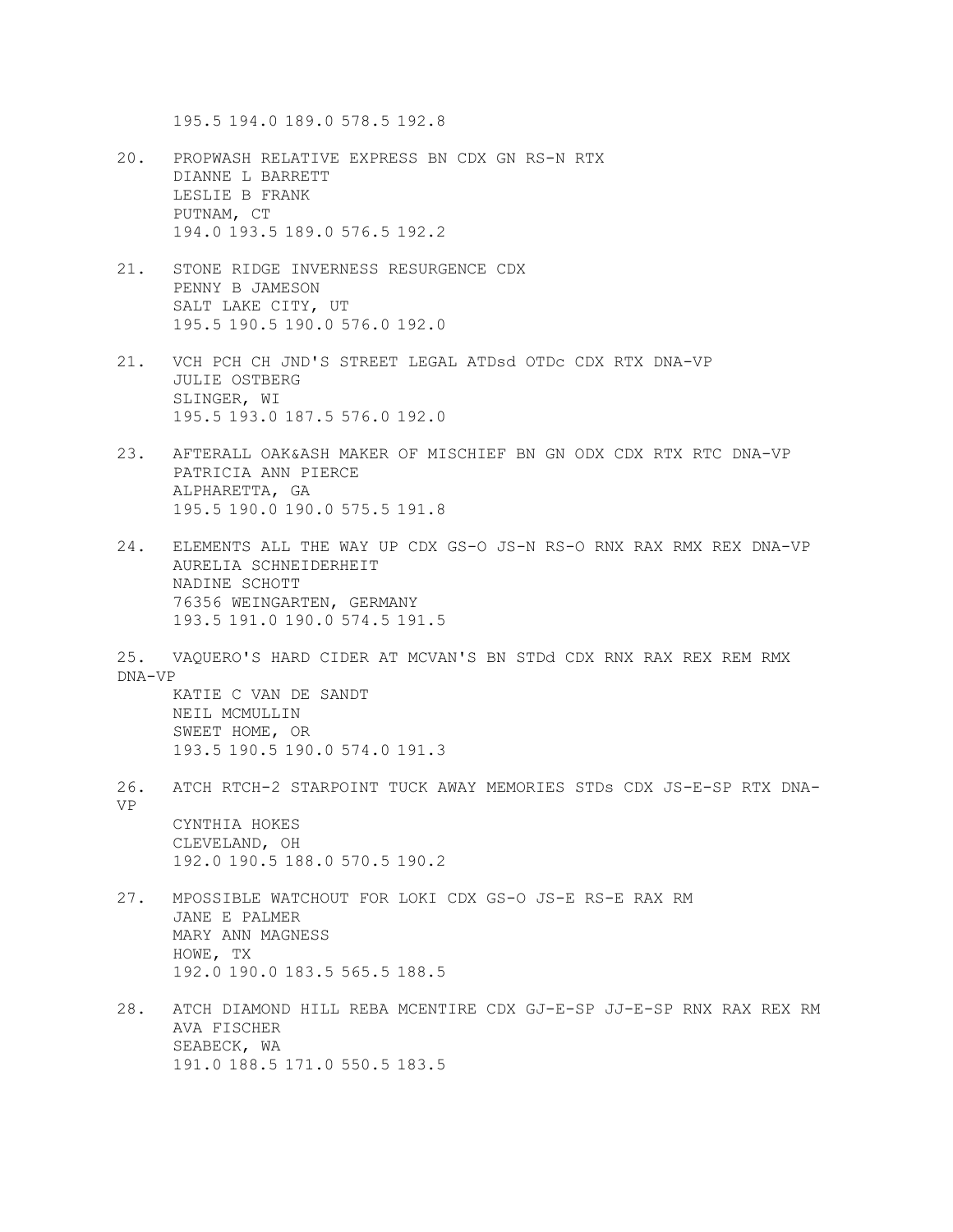195.5 194.0 189.0 578.5 192.8

20. PROPWASH RELATIVE EXPRESS BN CDX GN RS-N RTX
    DIANNE L BARRETT
    LESLIE B FRANK
    PUTNAM, CT
    194.0 193.5 189.0 576.5 192.2

21. STONE RIDGE INVERNESS RESURGENCE CDX
    PENNY B JAMESON
    SALT LAKE CITY, UT
    195.5 190.5 190.0 576.0 192.0

21. VCH PCH CH JND'S STREET LEGAL ATDsd OTDc CDX RTX DNA-VP
    JULIE OSTBERG
    SLINGER, WI
    195.5 193.0 187.5 576.0 192.0

23. AFTERALL OAK&ASH MAKER OF MISCHIEF BN GN ODX CDX RTX RTC DNA-VP
    PATRICIA ANN PIERCE
    ALPHARETTA, GA
    195.5 190.0 190.0 575.5 191.8

24. ELEMENTS ALL THE WAY UP CDX GS-O JS-N RS-O RNX RAX RMX REX DNA-VP
    AURELIA SCHNEIDERHEIT
    NADINE SCHOTT
    76356 WEINGARTEN, GERMANY
    193.5 191.0 190.0 574.5 191.5

25. VAQUERO'S HARD CIDER AT MCVAN'S BN STDd CDX RNX RAX REX REM RMX DNA-VP
    KATIE C VAN DE SANDT
    NEIL MCMULLIN
    SWEET HOME, OR
    193.5 190.5 190.0 574.0 191.3

26. ATCH RTCH-2 STARPOINT TUCK AWAY MEMORIES STDs CDX JS-E-SP RTX DNA-VP
    CYNTHIA HOKES
    CLEVELAND, OH
    192.0 190.5 188.0 570.5 190.2

27. MPOSSIBLE WATCHOUT FOR LOKI CDX GS-O JS-E RS-E RAX RM
    JANE E PALMER
    MARY ANN MAGNESS
    HOWE, TX
    192.0 190.0 183.5 565.5 188.5

28. ATCH DIAMOND HILL REBA MCENTIRE CDX GJ-E-SP JJ-E-SP RNX RAX REX RM
    AVA FISCHER
    SEABECK, WA
    191.0 188.5 171.0 550.5 183.5